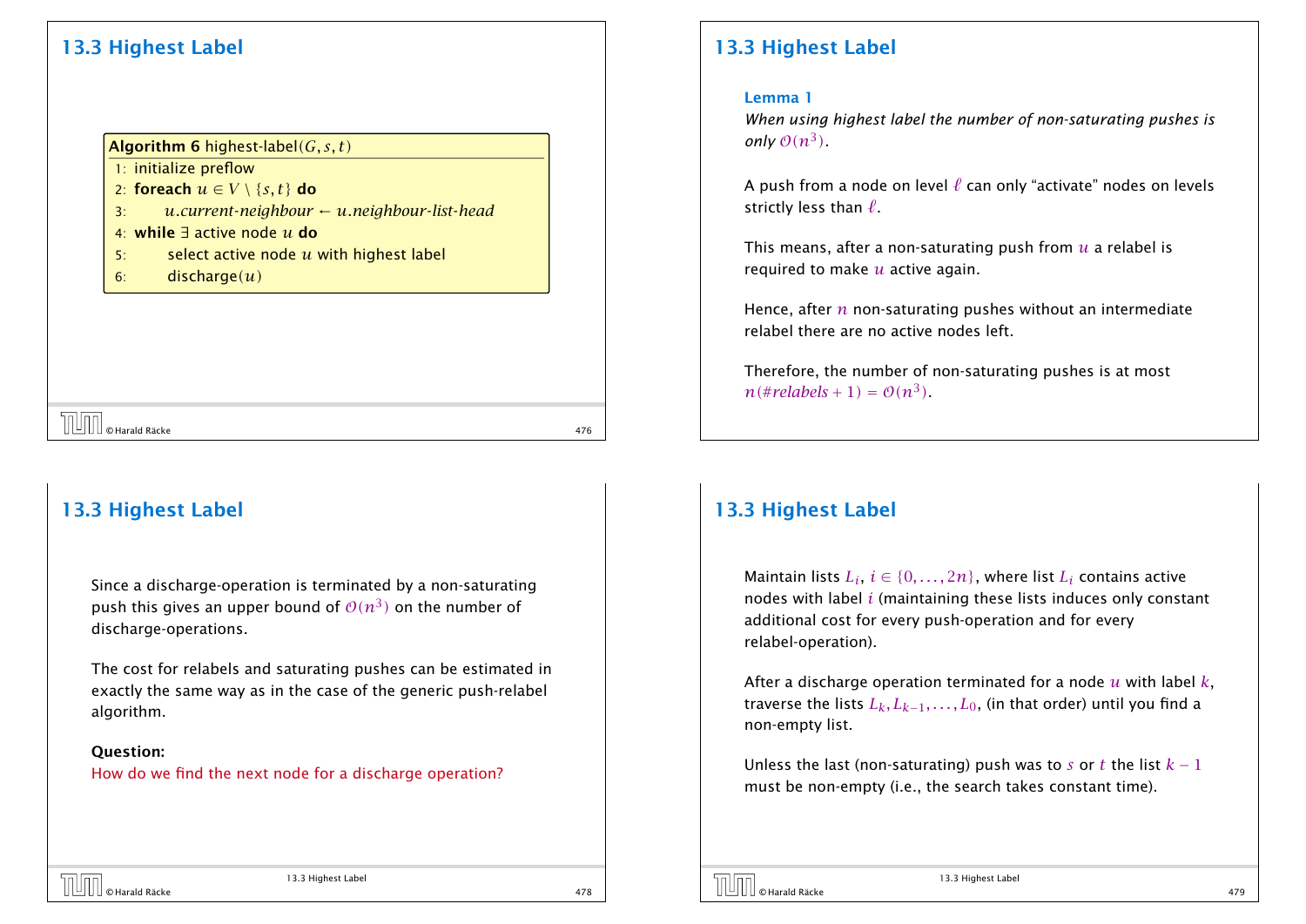## 13.3 Highest Label

**Algorithm 6** highest-label$(G, s, t)$

```
1: initialize preflow
2: foreach u ∈ V \ {s,t} do
3:     u.current-neighbour ← u.neighbour-list-head
4: while ∃ active node u do
5:     select active node u with highest label
6:     discharge(u)
```

## 13.3 Highest Label

**Lemma 1**

*When using highest label the number of non-saturating pushes is only $\mathcal{O}(n^3)$.*

A push from a node on level $\ell$ can only "activate" nodes on levels strictly less than $\ell$.

This means, after a non-saturating push from $u$ a relabel is required to make $u$ active again.

Hence, after $n$ non-saturating pushes without an intermediate relabel there are no active nodes left.

Therefore, the number of non-saturating pushes is at most $n(\#relabels + 1) = \mathcal{O}(n^3)$.

## 13.3 Highest Label

Since a discharge-operation is terminated by a non-saturating push this gives an upper bound of $\mathcal{O}(n^3)$ on the number of discharge-operations.

The cost for relabels and saturating pushes can be estimated in exactly the same way as in the case of the generic push-relabel algorithm.

**Question:**

How do we find the next node for a discharge operation?

## 13.3 Highest Label

Maintain lists $L_i$, $i \in \{0, \dots, 2n\}$, where list $L_i$ contains active nodes with label $i$ (maintaining these lists induces only constant additional cost for every push-operation and for every relabel-operation).

After a discharge operation terminated for a node $u$ with label $k$, traverse the lists $L_k, L_{k-1}, \dots, L_0$, (in that order) until you find a non-empty list.

Unless the last (non-saturating) push was to $s$ or $t$ the list $k - 1$ must be non-empty (i.e., the search takes constant time).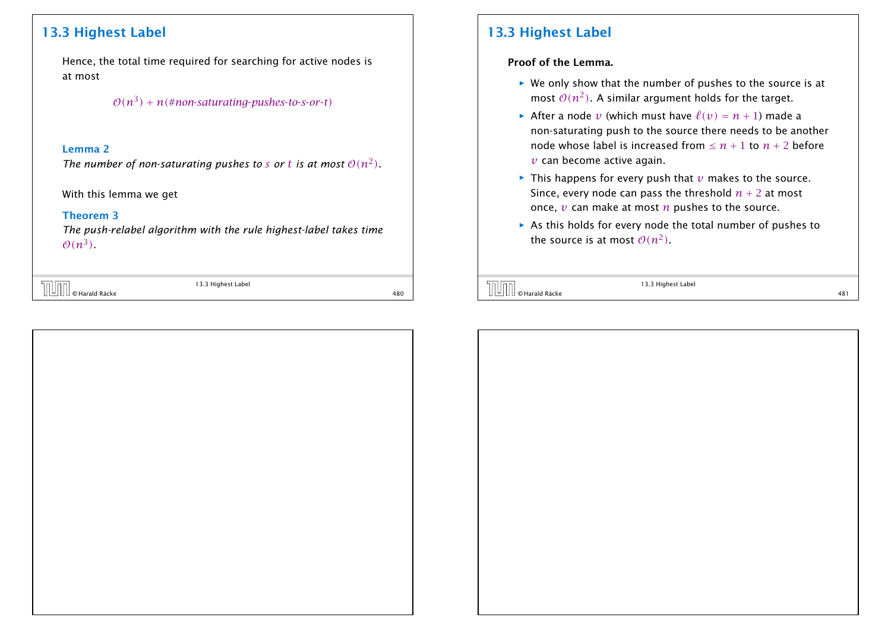## 13.3 Highest Label

Hence, the total time required for searching for active nodes is at most

$$\mathcal{O}(n^3) + n(\textit{\#non-saturating-pushes-to-s-or-t})$$

**Lemma 2**
*The number of non-saturating pushes to $s$ or $t$ is at most $\mathcal{O}(n^2)$.*

With this lemma we get

**Theorem 3**
*The push-relabel algorithm with the rule highest-label takes time $\mathcal{O}(n^3)$.*

## 13.3 Highest Label

**Proof of the Lemma.**

- We only show that the number of pushes to the source is at most $\mathcal{O}(n^2)$. A similar argument holds for the target.
- After a node $v$ (which must have $\ell(v) = n + 1$) made a non-saturating push to the source there needs to be another node whose label is increased from $\leq n + 1$ to $n + 2$ before $v$ can become active again.
- This happens for every push that $v$ makes to the source. Since, every node can pass the threshold $n + 2$ at most once, $v$ can make at most $n$ pushes to the source.
- As this holds for every node the total number of pushes to the source is at most $\mathcal{O}(n^2)$.